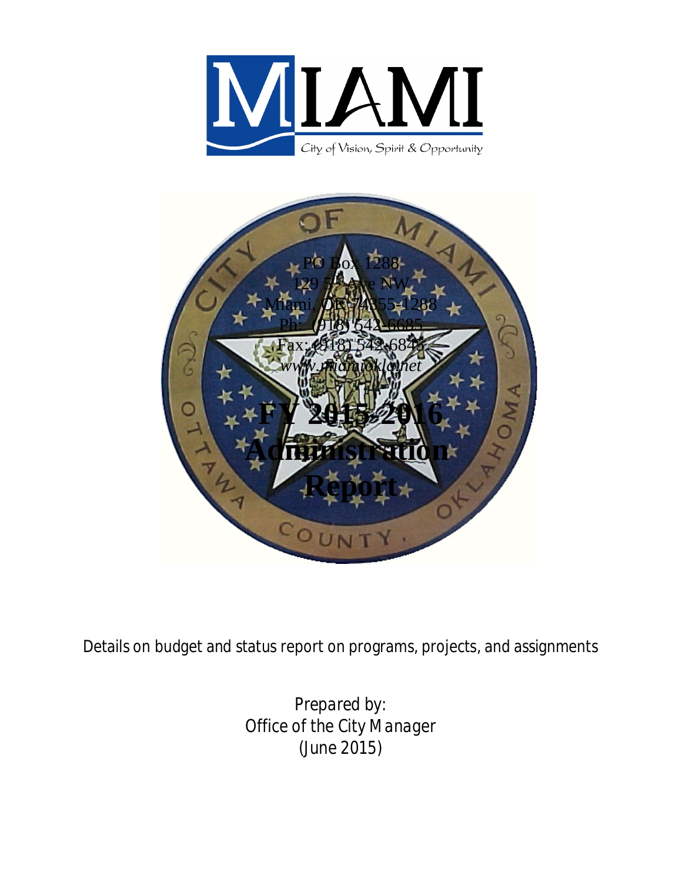# MIAMI

City of Vision, Spirit & Opportunity

PO Box 1288
129 5th Ave NW
Miami, OK 74355-1288
Ph: (918) 542-6685
Fax: (918) 542-6845
*www.miamiokla.net*

# FY 2015-2016 Administration Report

Details on budget and status report on programs, projects, and assignments

Prepared by:
Office of the City Manager
(June 2015)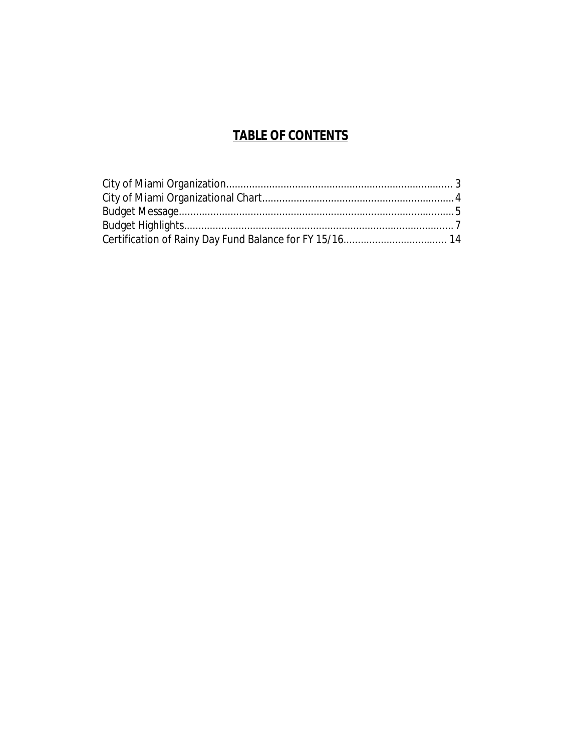# TABLE OF CONTENTS

City of Miami Organization............................................................................ 3
City of Miami Organizational Chart.................................................................4
Budget Message.............................................................................................5
Budget Highlights...........................................................................................7
Certification of Rainy Day Fund Balance for FY 15/16.................................... 14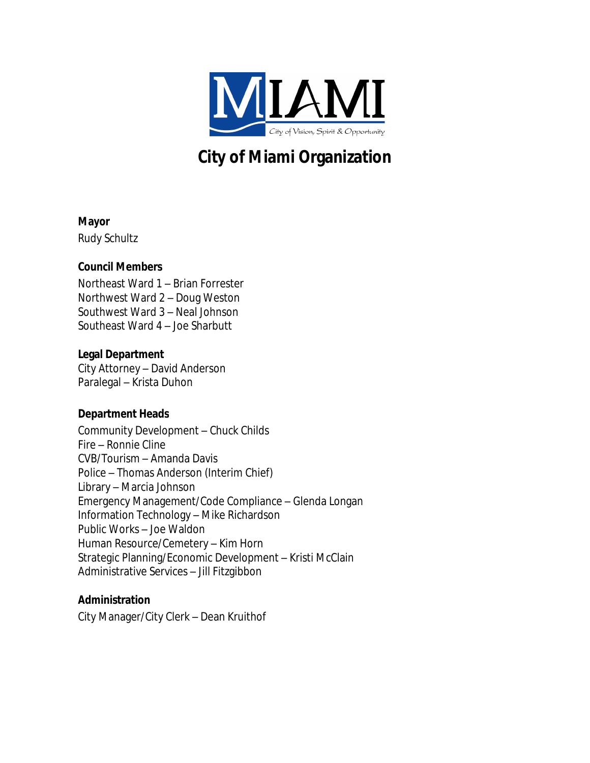MIAMI

City of Vision, Spirit & Opportunity

# City of Miami Organization

**Mayor**
Rudy Schultz

**Council Members**
Northeast Ward 1 – Brian Forrester
Northwest Ward 2 – Doug Weston
Southwest Ward 3 – Neal Johnson
Southeast Ward 4 – Joe Sharbutt

**Legal Department**
City Attorney – David Anderson
Paralegal – Krista Duhon

**Department Heads**
Community Development – Chuck Childs
Fire – Ronnie Cline
CVB/Tourism – Amanda Davis
Police – Thomas Anderson (Interim Chief)
Library – Marcia Johnson
Emergency Management/Code Compliance – Glenda Longan
Information Technology – Mike Richardson
Public Works – Joe Waldon
Human Resource/Cemetery – Kim Horn
Strategic Planning/Economic Development – Kristi McClain
Administrative Services – Jill Fitzgibbon

**Administration**
City Manager/City Clerk – Dean Kruithof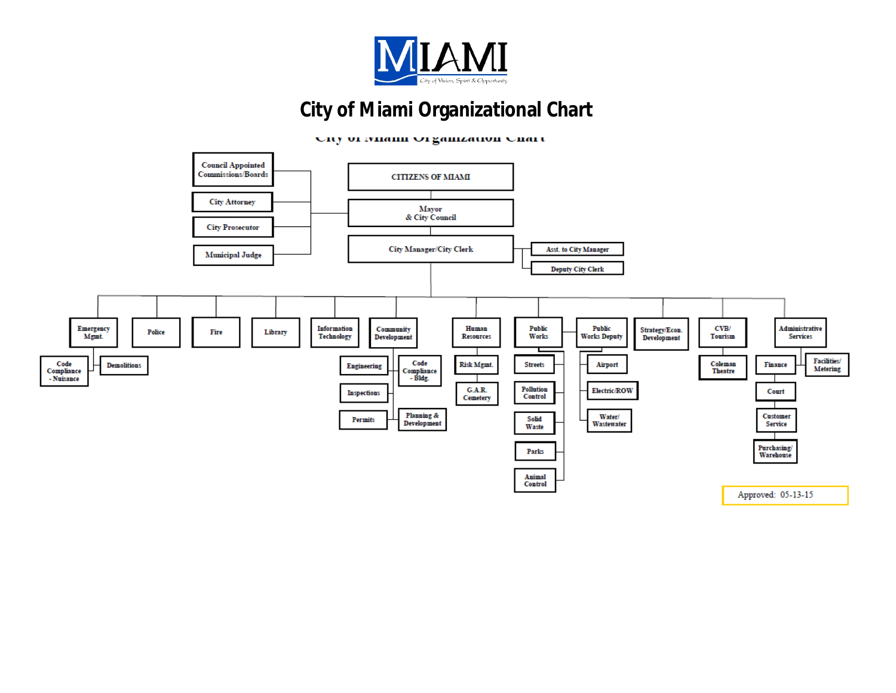# City of Miami Organizational Chart

- CITIZENS OF MIAMI
  - Mayor & City Council
    - Council Appointed Commissions/Boards
    - City Attorney
    - City Prosecutor
    - Municipal Judge
    - City Manager/City Clerk
      - Asst. to City Manager
      - Deputy City Clerk
      - Emergency Mgmt.
        - Code Compliance - Nuisance
        - Demolitions
      - Police
      - Fire
      - Library
      - Information Technology
      - Community Development
        - Engineering
        - Inspections
        - Permits
        - Code Compliance - Bldg.
        - Planning & Development
      - Human Resources
        - Risk Mgmt.
        - G.A.R. Cemetery
      - Public Works
        - Streets
        - Pollution Control
        - Solid Waste
        - Parks
        - Animal Control
      - Public Works Deputy
        - Airport
        - Electric/ROW
        - Water/ Wastewater
      - Strategy/Econ. Development
      - CVB/ Tourism
        - Coleman Theatre
      - Administrative Services
        - Finance
        - Facilities/ Metering
        - Court
        - Customer Service
        - Purchasing/ Warehouse

Approved: 05-13-15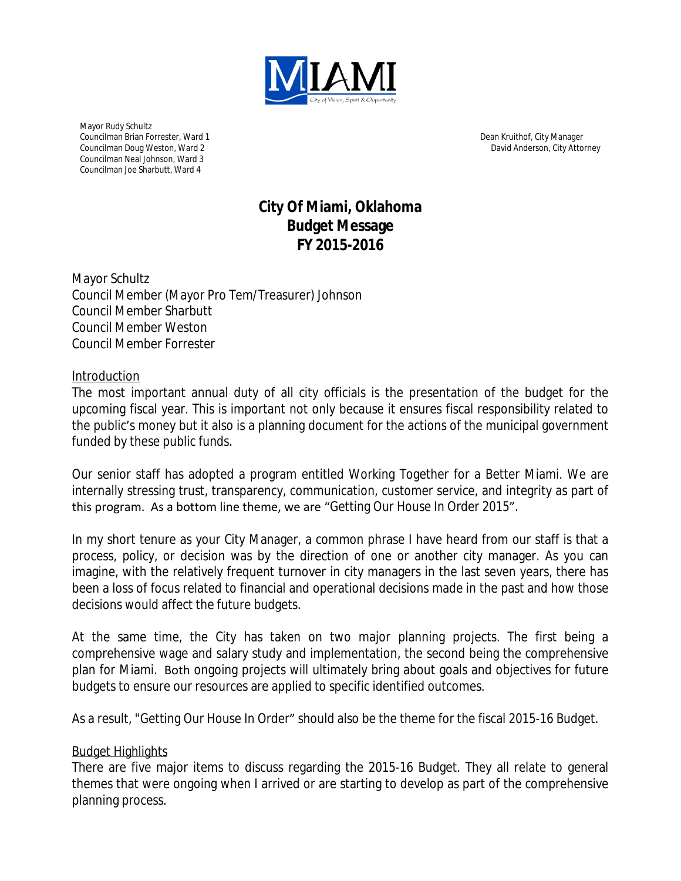Mayor Rudy Schultz
Councilman Brian Forrester, Ward 1
Councilman Doug Weston, Ward 2
Councilman Neal Johnson, Ward 3
Councilman Joe Sharbutt, Ward 4

Dean Kruithof, City Manager
David Anderson, City Attorney

# City Of Miami, Oklahoma
# Budget Message
# FY 2015-2016

Mayor Schultz
Council Member (Mayor Pro Tem/Treasurer) Johnson
Council Member Sharbutt
Council Member Weston
Council Member Forrester

## Introduction

The most important annual duty of all city officials is the presentation of the budget for the upcoming fiscal year. This is important not only because it ensures fiscal responsibility related to the public's money but it also is a planning document for the actions of the municipal government funded by these public funds.

Our senior staff has adopted a program entitled Working Together for a Better Miami. We are internally stressing trust, transparency, communication, customer service, and integrity as part of this program. As a bottom line theme, we are "Getting Our House In Order 2015".

In my short tenure as your City Manager, a common phrase I have heard from our staff is that a process, policy, or decision was by the direction of one or another city manager. As you can imagine, with the relatively frequent turnover in city managers in the last seven years, there has been a loss of focus related to financial and operational decisions made in the past and how those decisions would affect the future budgets.

At the same time, the City has taken on two major planning projects. The first being a comprehensive wage and salary study and implementation, the second being the comprehensive plan for Miami. Both ongoing projects will ultimately bring about goals and objectives for future budgets to ensure our resources are applied to specific identified outcomes.

As a result, "Getting Our House In Order" should also be the theme for the fiscal 2015-16 Budget.

## Budget Highlights

There are five major items to discuss regarding the 2015-16 Budget. They all relate to general themes that were ongoing when I arrived or are starting to develop as part of the comprehensive planning process.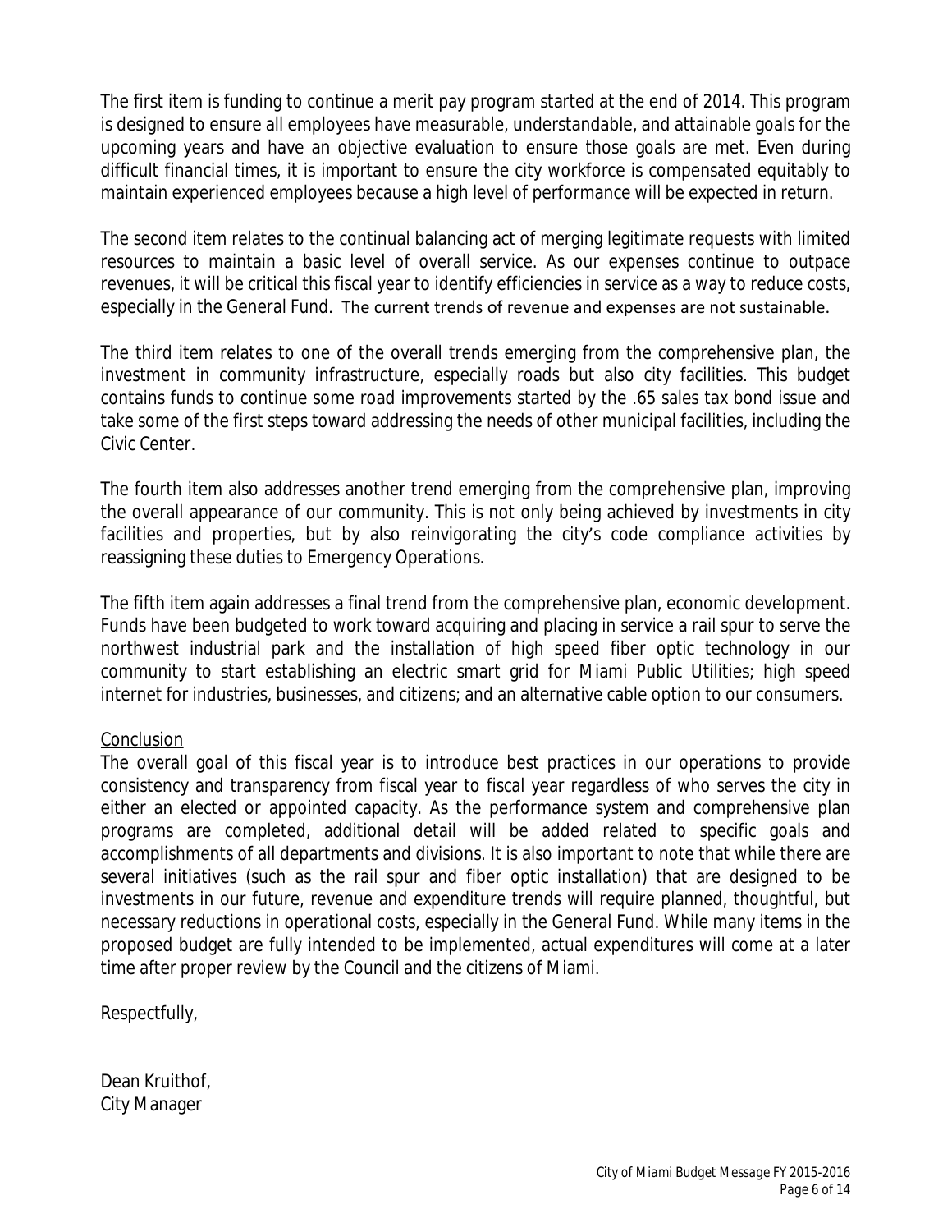The first item is funding to continue a merit pay program started at the end of 2014. This program is designed to ensure all employees have measurable, understandable, and attainable goals for the upcoming years and have an objective evaluation to ensure those goals are met. Even during difficult financial times, it is important to ensure the city workforce is compensated equitably to maintain experienced employees because a high level of performance will be expected in return.

The second item relates to the continual balancing act of merging legitimate requests with limited resources to maintain a basic level of overall service. As our expenses continue to outpace revenues, it will be critical this fiscal year to identify efficiencies in service as a way to reduce costs, especially in the General Fund. The current trends of revenue and expenses are not sustainable.

The third item relates to one of the overall trends emerging from the comprehensive plan, the investment in community infrastructure, especially roads but also city facilities. This budget contains funds to continue some road improvements started by the .65 sales tax bond issue and take some of the first steps toward addressing the needs of other municipal facilities, including the Civic Center.

The fourth item also addresses another trend emerging from the comprehensive plan, improving the overall appearance of our community. This is not only being achieved by investments in city facilities and properties, but by also reinvigorating the city's code compliance activities by reassigning these duties to Emergency Operations.

The fifth item again addresses a final trend from the comprehensive plan, economic development. Funds have been budgeted to work toward acquiring and placing in service a rail spur to serve the northwest industrial park and the installation of high speed fiber optic technology in our community to start establishing an electric smart grid for Miami Public Utilities; high speed internet for industries, businesses, and citizens; and an alternative cable option to our consumers.

Conclusion

The overall goal of this fiscal year is to introduce best practices in our operations to provide consistency and transparency from fiscal year to fiscal year regardless of who serves the city in either an elected or appointed capacity. As the performance system and comprehensive plan programs are completed, additional detail will be added related to specific goals and accomplishments of all departments and divisions. It is also important to note that while there are several initiatives (such as the rail spur and fiber optic installation) that are designed to be investments in our future, revenue and expenditure trends will require planned, thoughtful, but necessary reductions in operational costs, especially in the General Fund. While many items in the proposed budget are fully intended to be implemented, actual expenditures will come at a later time after proper review by the Council and the citizens of Miami.

Respectfully,

Dean Kruithof,
City Manager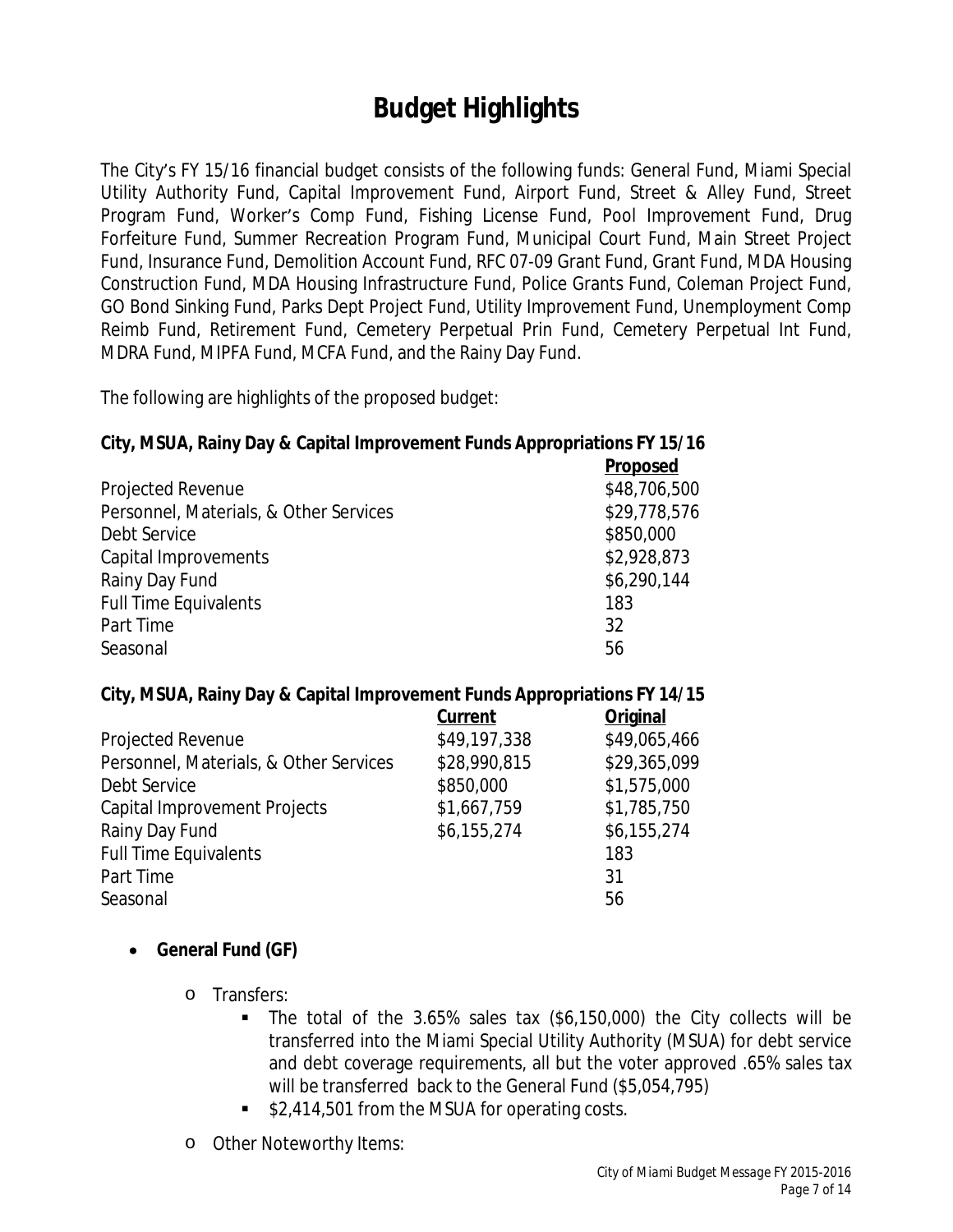# Budget Highlights

The City's FY 15/16 financial budget consists of the following funds: General Fund, Miami Special Utility Authority Fund, Capital Improvement Fund, Airport Fund, Street & Alley Fund, Street Program Fund, Worker's Comp Fund, Fishing License Fund, Pool Improvement Fund, Drug Forfeiture Fund, Summer Recreation Program Fund, Municipal Court Fund, Main Street Project Fund, Insurance Fund, Demolition Account Fund, RFC 07-09 Grant Fund, Grant Fund, MDA Housing Construction Fund, MDA Housing Infrastructure Fund, Police Grants Fund, Coleman Project Fund, GO Bond Sinking Fund, Parks Dept Project Fund, Utility Improvement Fund, Unemployment Comp Reimb Fund, Retirement Fund, Cemetery Perpetual Prin Fund, Cemetery Perpetual Int Fund, MDRA Fund, MIPFA Fund, MCFA Fund, and the Rainy Day Fund.

The following are highlights of the proposed budget:

**City, MSUA, Rainy Day & Capital Improvement Funds Appropriations FY 15/16**

| | Proposed |
|---|---|
| Projected Revenue | $48,706,500 |
| Personnel, Materials, & Other Services | $29,778,576 |
| Debt Service | $850,000 |
| Capital Improvements | $2,928,873 |
| Rainy Day Fund | $6,290,144 |
| Full Time Equivalents | 183 |
| Part Time | 32 |
| Seasonal | 56 |

**City, MSUA, Rainy Day & Capital Improvement Funds Appropriations FY 14/15**

| | Current | Original |
|---|---|---|
| Projected Revenue | $49,197,338 | $49,065,466 |
| Personnel, Materials, & Other Services | $28,990,815 | $29,365,099 |
| Debt Service | $850,000 | $1,575,000 |
| Capital Improvement Projects | $1,667,759 | $1,785,750 |
| Rainy Day Fund | $6,155,274 | $6,155,274 |
| Full Time Equivalents | | 183 |
| Part Time | | 31 |
| Seasonal | | 56 |

- **General Fund (GF)**
  - Transfers:
    - The total of the 3.65% sales tax ($6,150,000) the City collects will be transferred into the Miami Special Utility Authority (MSUA) for debt service and debt coverage requirements, all but the voter approved .65% sales tax will be transferred back to the General Fund ($5,054,795)
    - $2,414,501 from the MSUA for operating costs.
  - Other Noteworthy Items: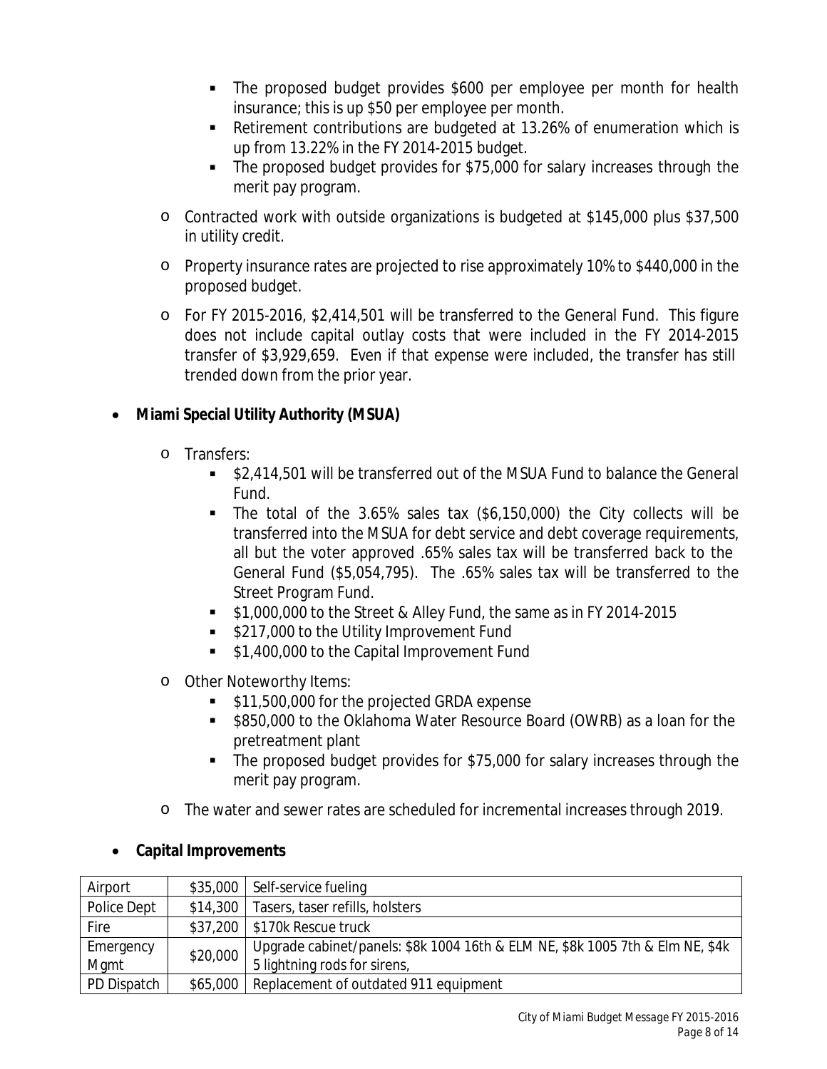- The proposed budget provides $600 per employee per month for health insurance; this is up $50 per employee per month.
    - Retirement contributions are budgeted at 13.26% of enumeration which is up from 13.22% in the FY 2014-2015 budget.
    - The proposed budget provides for $75,000 for salary increases through the merit pay program.
  - Contracted work with outside organizations is budgeted at $145,000 plus $37,500 in utility credit.
  - Property insurance rates are projected to rise approximately 10% to $440,000 in the proposed budget.
  - For FY 2015-2016, $2,414,501 will be transferred to the General Fund. This figure does not include capital outlay costs that were included in the FY 2014-2015 transfer of $3,929,659. Even if that expense were included, the transfer has still trended down from the prior year.

- **Miami Special Utility Authority (MSUA)**
  - Transfers:
    - $2,414,501 will be transferred out of the MSUA Fund to balance the General Fund.
    - The total of the 3.65% sales tax ($6,150,000) the City collects will be transferred into the MSUA for debt service and debt coverage requirements, all but the voter approved .65% sales tax will be transferred back to the General Fund ($5,054,795). The .65% sales tax will be transferred to the Street Program Fund.
    - $1,000,000 to the Street & Alley Fund, the same as in FY 2014-2015
    - $217,000 to the Utility Improvement Fund
    - $1,400,000 to the Capital Improvement Fund
  - Other Noteworthy Items:
    - $11,500,000 for the projected GRDA expense
    - $850,000 to the Oklahoma Water Resource Board (OWRB) as a loan for the pretreatment plant
    - The proposed budget provides for $75,000 for salary increases through the merit pay program.
  - The water and sewer rates are scheduled for incremental increases through 2019.

- **Capital Improvements**

| | | |
|---|---|---|
| Airport | $35,000 | Self-service fueling |
| Police Dept | $14,300 | Tasers, taser refills, holsters |
| Fire | $37,200 | $170k Rescue truck |
| Emergency Mgmt | $20,000 | Upgrade cabinet/panels: $8k 1004 16th & ELM NE, $8k 1005 7th & Elm NE, $4k 5 lightning rods for sirens, |
| PD Dispatch | $65,000 | Replacement of outdated 911 equipment |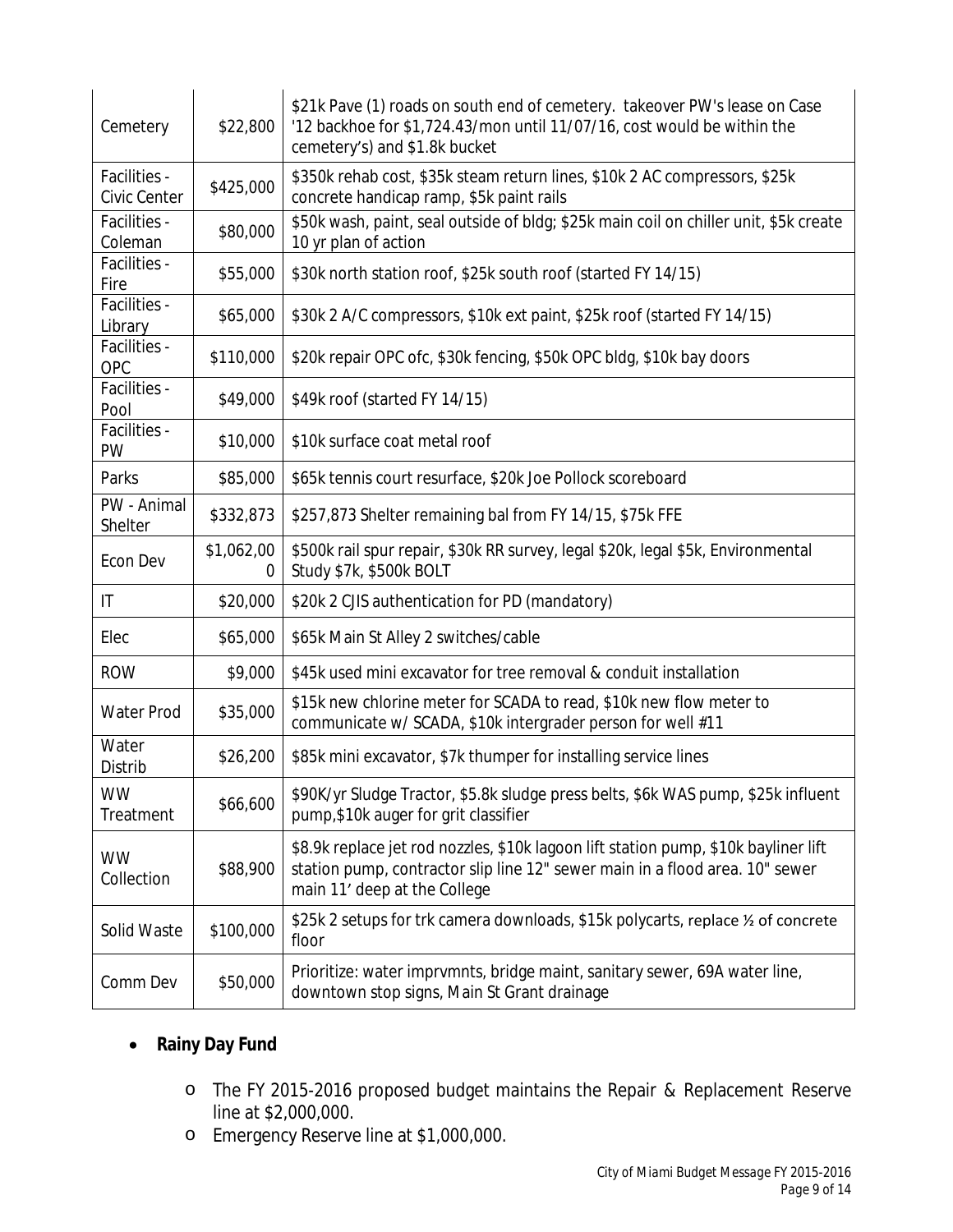| Cemetery | $22,800 | $21k Pave (1) roads on south end of cemetery. takeover PW's lease on Case '12 backhoe for $1,724.43/mon until 11/07/16, cost would be within the cemetery's) and $1.8k bucket |
|---|---|---|
| Facilities - Civic Center | $425,000 | $350k rehab cost, $35k steam return lines, $10k 2 AC compressors, $25k concrete handicap ramp, $5k paint rails |
| Facilities - Coleman | $80,000 | $50k wash, paint, seal outside of bldg; $25k main coil on chiller unit, $5k create 10 yr plan of action |
| Facilities - Fire | $55,000 | $30k north station roof, $25k south roof (started FY 14/15) |
| Facilities - Library | $65,000 | $30k 2 A/C compressors, $10k ext paint, $25k roof (started FY 14/15) |
| Facilities - OPC | $110,000 | $20k repair OPC ofc, $30k fencing, $50k OPC bldg, $10k bay doors |
| Facilities - Pool | $49,000 | $49k roof (started FY 14/15) |
| Facilities - PW | $10,000 | $10k surface coat metal roof |
| Parks | $85,000 | $65k tennis court resurface, $20k Joe Pollock scoreboard |
| PW - Animal Shelter | $332,873 | $257,873 Shelter remaining bal from FY 14/15, $75k FFE |
| Econ Dev | $1,062,000 | $500k rail spur repair, $30k RR survey, legal $20k, legal $5k, Environmental Study $7k, $500k BOLT |
| IT | $20,000 | $20k 2 CJIS authentication for PD (mandatory) |
| Elec | $65,000 | $65k Main St Alley 2 switches/cable |
| ROW | $9,000 | $45k used mini excavator for tree removal & conduit installation |
| Water Prod | $35,000 | $15k new chlorine meter for SCADA to read, $10k new flow meter to communicate w/ SCADA, $10k intergrader person for well #11 |
| Water Distrib | $26,200 | $85k mini excavator, $7k thumper for installing service lines |
| WW Treatment | $66,600 | $90K/yr Sludge Tractor, $5.8k sludge press belts, $6k WAS pump, $25k influent pump,$10k auger for grit classifier |
| WW Collection | $88,900 | $8.9k replace jet rod nozzles, $10k lagoon lift station pump, $10k bayliner lift station pump, contractor slip line 12" sewer main in a flood area. 10" sewer main 11' deep at the College |
| Solid Waste | $100,000 | $25k 2 setups for trk camera downloads, $15k polycarts, replace ½ of concrete floor |
| Comm Dev | $50,000 | Prioritize: water imprvmnts, bridge maint, sanitary sewer, 69A water line, downtown stop signs, Main St Grant drainage |

- **Rainy Day Fund**
  - The FY 2015-2016 proposed budget maintains the Repair & Replacement Reserve line at $2,000,000.
  - Emergency Reserve line at $1,000,000.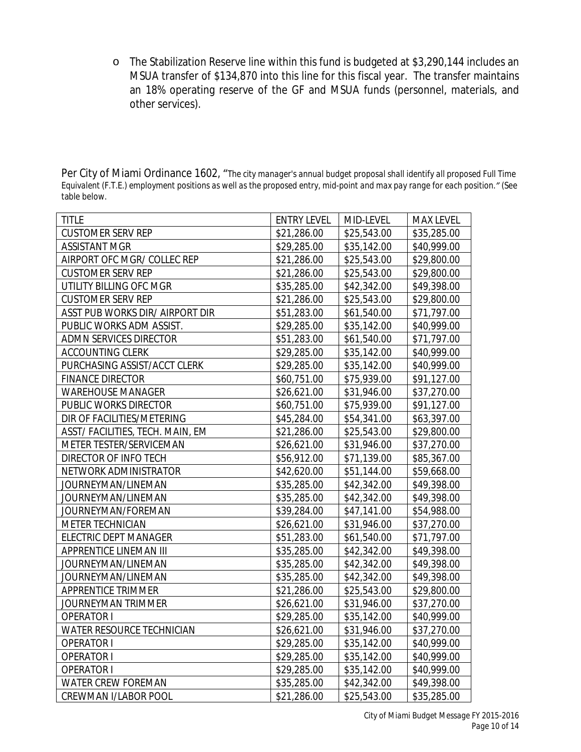- The Stabilization Reserve line within this fund is budgeted at $3,290,144 includes an MSUA transfer of $134,870 into this line for this fiscal year. The transfer maintains an 18% operating reserve of the GF and MSUA funds (personnel, materials, and other services).

Per City of Miami Ordinance 1602, *"The city manager's annual budget proposal shall identify all proposed Full Time Equivalent (F.T.E.) employment positions as well as the proposed entry, mid-point and max pay range for each position."* (See table below.

| TITLE | ENTRY LEVEL | MID-LEVEL | MAX LEVEL |
|---|---|---|---|
| CUSTOMER SERV REP | $21,286.00 | $25,543.00 | $35,285.00 |
| ASSISTANT MGR | $29,285.00 | $35,142.00 | $40,999.00 |
| AIRPORT OFC MGR/ COLLEC REP | $21,286.00 | $25,543.00 | $29,800.00 |
| CUSTOMER SERV REP | $21,286.00 | $25,543.00 | $29,800.00 |
| UTILITY BILLING OFC MGR | $35,285.00 | $42,342.00 | $49,398.00 |
| CUSTOMER SERV REP | $21,286.00 | $25,543.00 | $29,800.00 |
| ASST PUB WORKS DIR/ AIRPORT DIR | $51,283.00 | $61,540.00 | $71,797.00 |
| PUBLIC WORKS ADM ASSIST. | $29,285.00 | $35,142.00 | $40,999.00 |
| ADMN SERVICES DIRECTOR | $51,283.00 | $61,540.00 | $71,797.00 |
| ACCOUNTING CLERK | $29,285.00 | $35,142.00 | $40,999.00 |
| PURCHASING ASSIST/ACCT CLERK | $29,285.00 | $35,142.00 | $40,999.00 |
| FINANCE DIRECTOR | $60,751.00 | $75,939.00 | $91,127.00 |
| WAREHOUSE MANAGER | $26,621.00 | $31,946.00 | $37,270.00 |
| PUBLIC WORKS DIRECTOR | $60,751.00 | $75,939.00 | $91,127.00 |
| DIR OF FACILITIES/METERING | $45,284.00 | $54,341.00 | $63,397.00 |
| ASST/ FACILITIES, TECH. MAIN, EM | $21,286.00 | $25,543.00 | $29,800.00 |
| METER TESTER/SERVICEMAN | $26,621.00 | $31,946.00 | $37,270.00 |
| DIRECTOR OF INFO TECH | $56,912.00 | $71,139.00 | $85,367.00 |
| NETWORK ADMINISTRATOR | $42,620.00 | $51,144.00 | $59,668.00 |
| JOURNEYMAN/LINEMAN | $35,285.00 | $42,342.00 | $49,398.00 |
| JOURNEYMAN/LINEMAN | $35,285.00 | $42,342.00 | $49,398.00 |
| JOURNEYMAN/FOREMAN | $39,284.00 | $47,141.00 | $54,988.00 |
| METER TECHNICIAN | $26,621.00 | $31,946.00 | $37,270.00 |
| ELECTRIC DEPT MANAGER | $51,283.00 | $61,540.00 | $71,797.00 |
| APPRENTICE LINEMAN III | $35,285.00 | $42,342.00 | $49,398.00 |
| JOURNEYMAN/LINEMAN | $35,285.00 | $42,342.00 | $49,398.00 |
| JOURNEYMAN/LINEMAN | $35,285.00 | $42,342.00 | $49,398.00 |
| APPRENTICE TRIMMER | $21,286.00 | $25,543.00 | $29,800.00 |
| JOURNEYMAN TRIMMER | $26,621.00 | $31,946.00 | $37,270.00 |
| OPERATOR I | $29,285.00 | $35,142.00 | $40,999.00 |
| WATER RESOURCE TECHNICIAN | $26,621.00 | $31,946.00 | $37,270.00 |
| OPERATOR I | $29,285.00 | $35,142.00 | $40,999.00 |
| OPERATOR I | $29,285.00 | $35,142.00 | $40,999.00 |
| OPERATOR I | $29,285.00 | $35,142.00 | $40,999.00 |
| WATER CREW FOREMAN | $35,285.00 | $42,342.00 | $49,398.00 |
| CREWMAN I/LABOR POOL | $21,286.00 | $25,543.00 | $35,285.00 |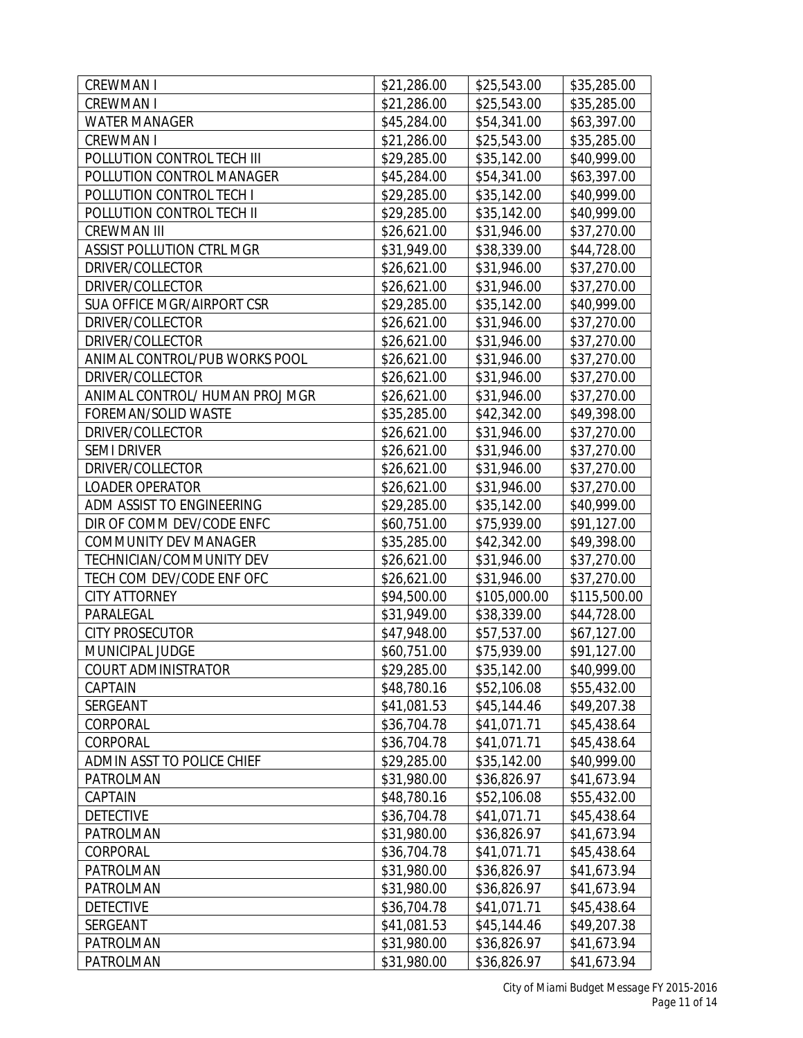| CREWMAN I | $21,286.00 | $25,543.00 | $35,285.00 |
|---|---|---|---|
| CREWMAN I | $21,286.00 | $25,543.00 | $35,285.00 |
| WATER MANAGER | $45,284.00 | $54,341.00 | $63,397.00 |
| CREWMAN I | $21,286.00 | $25,543.00 | $35,285.00 |
| POLLUTION CONTROL TECH III | $29,285.00 | $35,142.00 | $40,999.00 |
| POLLUTION CONTROL MANAGER | $45,284.00 | $54,341.00 | $63,397.00 |
| POLLUTION CONTROL TECH I | $29,285.00 | $35,142.00 | $40,999.00 |
| POLLUTION CONTROL TECH II | $29,285.00 | $35,142.00 | $40,999.00 |
| CREWMAN III | $26,621.00 | $31,946.00 | $37,270.00 |
| ASSIST POLLUTION CTRL MGR | $31,949.00 | $38,339.00 | $44,728.00 |
| DRIVER/COLLECTOR | $26,621.00 | $31,946.00 | $37,270.00 |
| DRIVER/COLLECTOR | $26,621.00 | $31,946.00 | $37,270.00 |
| SUA OFFICE MGR/AIRPORT CSR | $29,285.00 | $35,142.00 | $40,999.00 |
| DRIVER/COLLECTOR | $26,621.00 | $31,946.00 | $37,270.00 |
| DRIVER/COLLECTOR | $26,621.00 | $31,946.00 | $37,270.00 |
| ANIMAL CONTROL/PUB WORKS POOL | $26,621.00 | $31,946.00 | $37,270.00 |
| DRIVER/COLLECTOR | $26,621.00 | $31,946.00 | $37,270.00 |
| ANIMAL CONTROL/ HUMAN PROJ MGR | $26,621.00 | $31,946.00 | $37,270.00 |
| FOREMAN/SOLID WASTE | $35,285.00 | $42,342.00 | $49,398.00 |
| DRIVER/COLLECTOR | $26,621.00 | $31,946.00 | $37,270.00 |
| SEMI DRIVER | $26,621.00 | $31,946.00 | $37,270.00 |
| DRIVER/COLLECTOR | $26,621.00 | $31,946.00 | $37,270.00 |
| LOADER OPERATOR | $26,621.00 | $31,946.00 | $37,270.00 |
| ADM ASSIST TO ENGINEERING | $29,285.00 | $35,142.00 | $40,999.00 |
| DIR OF COMM DEV/CODE ENFC | $60,751.00 | $75,939.00 | $91,127.00 |
| COMMUNITY DEV MANAGER | $35,285.00 | $42,342.00 | $49,398.00 |
| TECHNICIAN/COMMUNITY DEV | $26,621.00 | $31,946.00 | $37,270.00 |
| TECH COM DEV/CODE ENF OFC | $26,621.00 | $31,946.00 | $37,270.00 |
| CITY ATTORNEY | $94,500.00 | $105,000.00 | $115,500.00 |
| PARALEGAL | $31,949.00 | $38,339.00 | $44,728.00 |
| CITY PROSECUTOR | $47,948.00 | $57,537.00 | $67,127.00 |
| MUNICIPAL JUDGE | $60,751.00 | $75,939.00 | $91,127.00 |
| COURT ADMINISTRATOR | $29,285.00 | $35,142.00 | $40,999.00 |
| CAPTAIN | $48,780.16 | $52,106.08 | $55,432.00 |
| SERGEANT | $41,081.53 | $45,144.46 | $49,207.38 |
| CORPORAL | $36,704.78 | $41,071.71 | $45,438.64 |
| CORPORAL | $36,704.78 | $41,071.71 | $45,438.64 |
| ADMIN ASST TO POLICE CHIEF | $29,285.00 | $35,142.00 | $40,999.00 |
| PATROLMAN | $31,980.00 | $36,826.97 | $41,673.94 |
| CAPTAIN | $48,780.16 | $52,106.08 | $55,432.00 |
| DETECTIVE | $36,704.78 | $41,071.71 | $45,438.64 |
| PATROLMAN | $31,980.00 | $36,826.97 | $41,673.94 |
| CORPORAL | $36,704.78 | $41,071.71 | $45,438.64 |
| PATROLMAN | $31,980.00 | $36,826.97 | $41,673.94 |
| PATROLMAN | $31,980.00 | $36,826.97 | $41,673.94 |
| DETECTIVE | $36,704.78 | $41,071.71 | $45,438.64 |
| SERGEANT | $41,081.53 | $45,144.46 | $49,207.38 |
| PATROLMAN | $31,980.00 | $36,826.97 | $41,673.94 |
| PATROLMAN | $31,980.00 | $36,826.97 | $41,673.94 |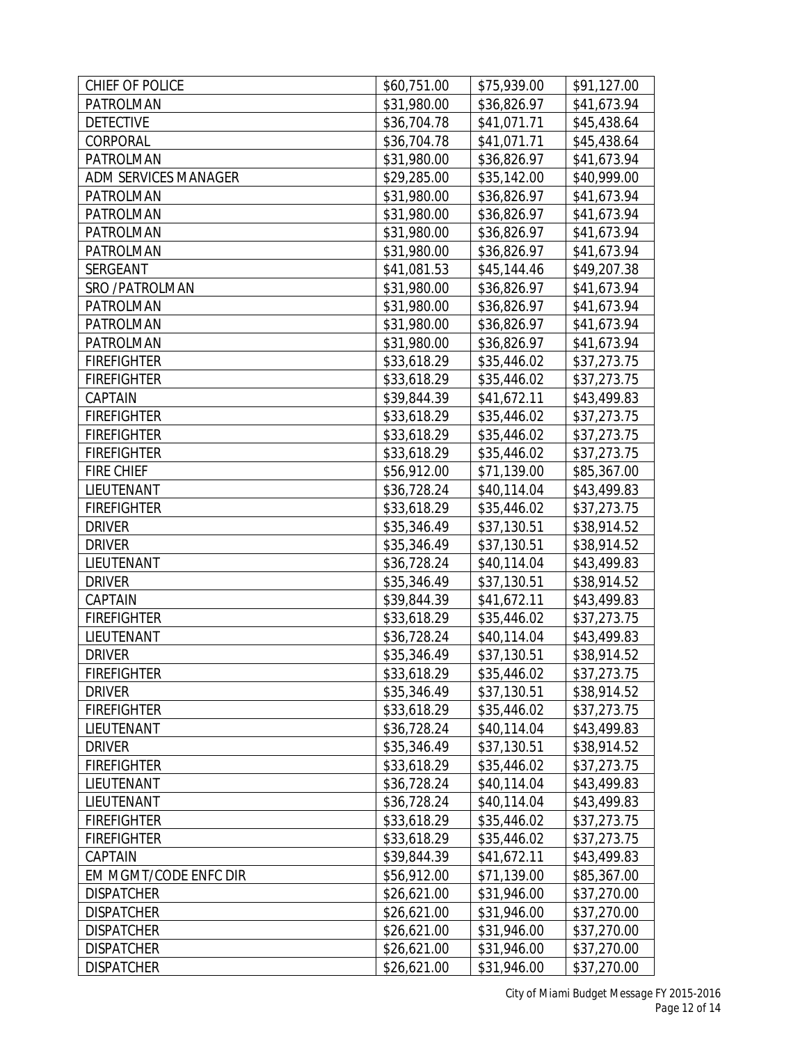| CHIEF OF POLICE | $60,751.00 | $75,939.00 | $91,127.00 |
|---|---|---|---|
| PATROLMAN | $31,980.00 | $36,826.97 | $41,673.94 |
| DETECTIVE | $36,704.78 | $41,071.71 | $45,438.64 |
| CORPORAL | $36,704.78 | $41,071.71 | $45,438.64 |
| PATROLMAN | $31,980.00 | $36,826.97 | $41,673.94 |
| ADM SERVICES MANAGER | $29,285.00 | $35,142.00 | $40,999.00 |
| PATROLMAN | $31,980.00 | $36,826.97 | $41,673.94 |
| PATROLMAN | $31,980.00 | $36,826.97 | $41,673.94 |
| PATROLMAN | $31,980.00 | $36,826.97 | $41,673.94 |
| PATROLMAN | $31,980.00 | $36,826.97 | $41,673.94 |
| SERGEANT | $41,081.53 | $45,144.46 | $49,207.38 |
| SRO /PATROLMAN | $31,980.00 | $36,826.97 | $41,673.94 |
| PATROLMAN | $31,980.00 | $36,826.97 | $41,673.94 |
| PATROLMAN | $31,980.00 | $36,826.97 | $41,673.94 |
| PATROLMAN | $31,980.00 | $36,826.97 | $41,673.94 |
| FIREFIGHTER | $33,618.29 | $35,446.02 | $37,273.75 |
| FIREFIGHTER | $33,618.29 | $35,446.02 | $37,273.75 |
| CAPTAIN | $39,844.39 | $41,672.11 | $43,499.83 |
| FIREFIGHTER | $33,618.29 | $35,446.02 | $37,273.75 |
| FIREFIGHTER | $33,618.29 | $35,446.02 | $37,273.75 |
| FIREFIGHTER | $33,618.29 | $35,446.02 | $37,273.75 |
| FIRE CHIEF | $56,912.00 | $71,139.00 | $85,367.00 |
| LIEUTENANT | $36,728.24 | $40,114.04 | $43,499.83 |
| FIREFIGHTER | $33,618.29 | $35,446.02 | $37,273.75 |
| DRIVER | $35,346.49 | $37,130.51 | $38,914.52 |
| DRIVER | $35,346.49 | $37,130.51 | $38,914.52 |
| LIEUTENANT | $36,728.24 | $40,114.04 | $43,499.83 |
| DRIVER | $35,346.49 | $37,130.51 | $38,914.52 |
| CAPTAIN | $39,844.39 | $41,672.11 | $43,499.83 |
| FIREFIGHTER | $33,618.29 | $35,446.02 | $37,273.75 |
| LIEUTENANT | $36,728.24 | $40,114.04 | $43,499.83 |
| DRIVER | $35,346.49 | $37,130.51 | $38,914.52 |
| FIREFIGHTER | $33,618.29 | $35,446.02 | $37,273.75 |
| DRIVER | $35,346.49 | $37,130.51 | $38,914.52 |
| FIREFIGHTER | $33,618.29 | $35,446.02 | $37,273.75 |
| LIEUTENANT | $36,728.24 | $40,114.04 | $43,499.83 |
| DRIVER | $35,346.49 | $37,130.51 | $38,914.52 |
| FIREFIGHTER | $33,618.29 | $35,446.02 | $37,273.75 |
| LIEUTENANT | $36,728.24 | $40,114.04 | $43,499.83 |
| LIEUTENANT | $36,728.24 | $40,114.04 | $43,499.83 |
| FIREFIGHTER | $33,618.29 | $35,446.02 | $37,273.75 |
| FIREFIGHTER | $33,618.29 | $35,446.02 | $37,273.75 |
| CAPTAIN | $39,844.39 | $41,672.11 | $43,499.83 |
| EM MGMT/CODE ENFC DIR | $56,912.00 | $71,139.00 | $85,367.00 |
| DISPATCHER | $26,621.00 | $31,946.00 | $37,270.00 |
| DISPATCHER | $26,621.00 | $31,946.00 | $37,270.00 |
| DISPATCHER | $26,621.00 | $31,946.00 | $37,270.00 |
| DISPATCHER | $26,621.00 | $31,946.00 | $37,270.00 |
| DISPATCHER | $26,621.00 | $31,946.00 | $37,270.00 |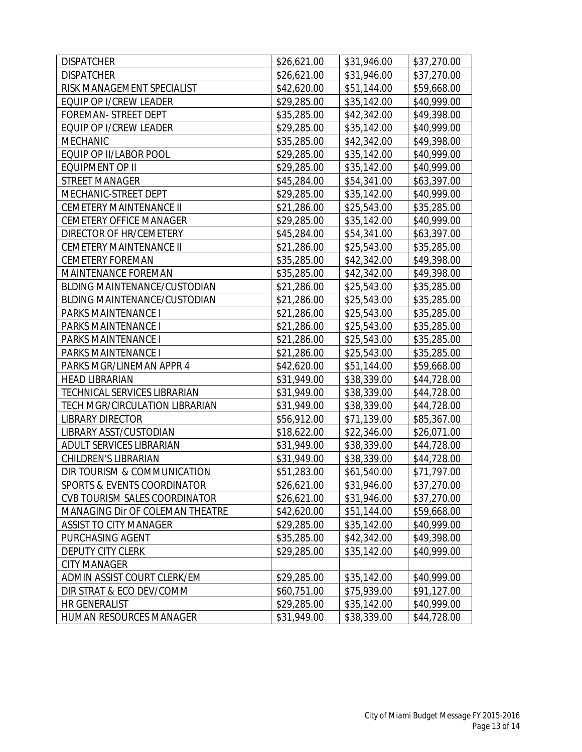| DISPATCHER | $26,621.00 | $31,946.00 | $37,270.00 |
|---|---|---|---|
| DISPATCHER | $26,621.00 | $31,946.00 | $37,270.00 |
| RISK MANAGEMENT SPECIALIST | $42,620.00 | $51,144.00 | $59,668.00 |
| EQUIP OP I/CREW LEADER | $29,285.00 | $35,142.00 | $40,999.00 |
| FOREMAN- STREET DEPT | $35,285.00 | $42,342.00 | $49,398.00 |
| EQUIP OP I/CREW LEADER | $29,285.00 | $35,142.00 | $40,999.00 |
| MECHANIC | $35,285.00 | $42,342.00 | $49,398.00 |
| EQUIP OP II/LABOR POOL | $29,285.00 | $35,142.00 | $40,999.00 |
| EQUIPMENT OP II | $29,285.00 | $35,142.00 | $40,999.00 |
| STREET MANAGER | $45,284.00 | $54,341.00 | $63,397.00 |
| MECHANIC-STREET DEPT | $29,285.00 | $35,142.00 | $40,999.00 |
| CEMETERY MAINTENANCE II | $21,286.00 | $25,543.00 | $35,285.00 |
| CEMETERY OFFICE MANAGER | $29,285.00 | $35,142.00 | $40,999.00 |
| DIRECTOR OF HR/CEMETERY | $45,284.00 | $54,341.00 | $63,397.00 |
| CEMETERY MAINTENANCE II | $21,286.00 | $25,543.00 | $35,285.00 |
| CEMETERY FOREMAN | $35,285.00 | $42,342.00 | $49,398.00 |
| MAINTENANCE FOREMAN | $35,285.00 | $42,342.00 | $49,398.00 |
| BLDING MAINTENANCE/CUSTODIAN | $21,286.00 | $25,543.00 | $35,285.00 |
| BLDING MAINTENANCE/CUSTODIAN | $21,286.00 | $25,543.00 | $35,285.00 |
| PARKS MAINTENANCE I | $21,286.00 | $25,543.00 | $35,285.00 |
| PARKS MAINTENANCE I | $21,286.00 | $25,543.00 | $35,285.00 |
| PARKS MAINTENANCE I | $21,286.00 | $25,543.00 | $35,285.00 |
| PARKS MAINTENANCE I | $21,286.00 | $25,543.00 | $35,285.00 |
| PARKS MGR/LINEMAN APPR 4 | $42,620.00 | $51,144.00 | $59,668.00 |
| HEAD LIBRARIAN | $31,949.00 | $38,339.00 | $44,728.00 |
| TECHNICAL SERVICES LIBRARIAN | $31,949.00 | $38,339.00 | $44,728.00 |
| TECH MGR/CIRCULATION LIBRARIAN | $31,949.00 | $38,339.00 | $44,728.00 |
| LIBRARY DIRECTOR | $56,912.00 | $71,139.00 | $85,367.00 |
| LIBRARY ASST/CUSTODIAN | $18,622.00 | $22,346.00 | $26,071.00 |
| ADULT SERVICES LIBRARIAN | $31,949.00 | $38,339.00 | $44,728.00 |
| CHILDREN'S LIBRARIAN | $31,949.00 | $38,339.00 | $44,728.00 |
| DIR TOURISM & COMMUNICATION | $51,283.00 | $61,540.00 | $71,797.00 |
| SPORTS & EVENTS COORDINATOR | $26,621.00 | $31,946.00 | $37,270.00 |
| CVB TOURISM SALES COORDINATOR | $26,621.00 | $31,946.00 | $37,270.00 |
| MANAGING Dir OF COLEMAN THEATRE | $42,620.00 | $51,144.00 | $59,668.00 |
| ASSIST TO CITY MANAGER | $29,285.00 | $35,142.00 | $40,999.00 |
| PURCHASING AGENT | $35,285.00 | $42,342.00 | $49,398.00 |
| DEPUTY CITY CLERK | $29,285.00 | $35,142.00 | $40,999.00 |
| CITY MANAGER | | | |
| ADMIN ASSIST COURT CLERK/EM | $29,285.00 | $35,142.00 | $40,999.00 |
| DIR STRAT & ECO DEV/COMM | $60,751.00 | $75,939.00 | $91,127.00 |
| HR GENERALIST | $29,285.00 | $35,142.00 | $40,999.00 |
| HUMAN RESOURCES MANAGER | $31,949.00 | $38,339.00 | $44,728.00 |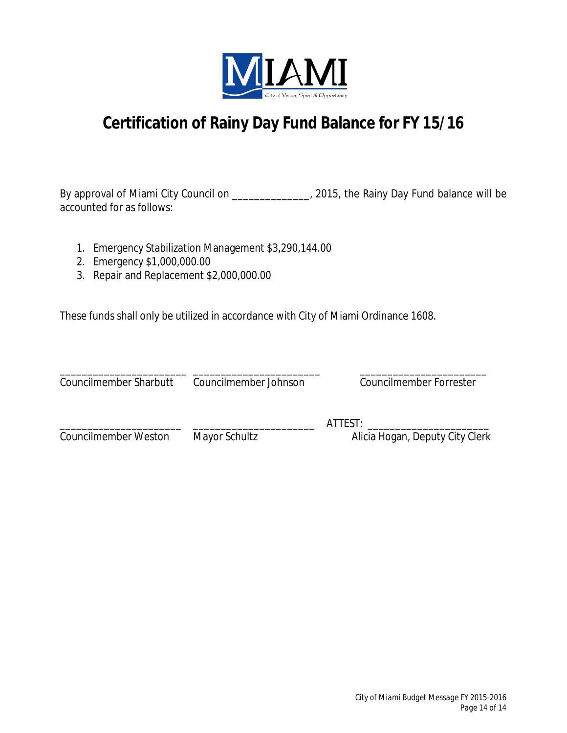MIAMI

City of Vision, Spirit & Opportunity

# Certification of Rainy Day Fund Balance for FY 15/16

By approval of Miami City Council on ______________, 2015, the Rainy Day Fund balance will be accounted for as follows:

1. Emergency Stabilization Management $3,290,144.00
2. Emergency $1,000,000.00
3. Repair and Replacement $2,000,000.00

These funds shall only be utilized in accordance with City of Miami Ordinance 1608.

______________________ Councilmember Sharbutt

______________________ Councilmember Johnson

______________________ Councilmember Forrester

______________________ Councilmember Weston

______________________ Mayor Schultz

ATTEST: ______________________ Alicia Hogan, Deputy City Clerk